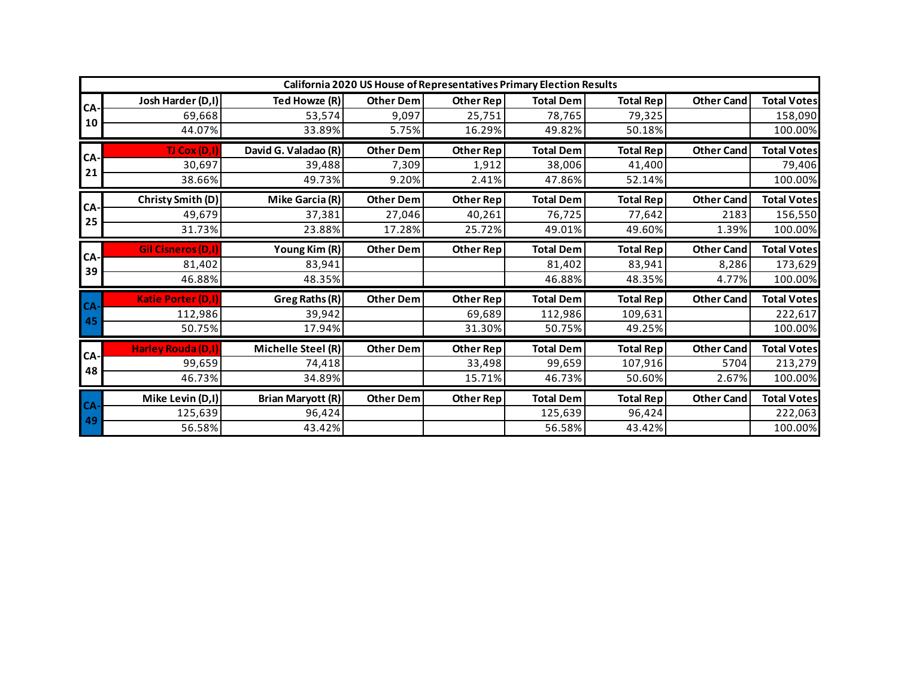**California 2020 US House of Representatives Primary Election Results**

| District | Dem Candidate | Rep Candidate | Other Dem | Other Rep | Total Dem | Total Rep | Other Cand | Total Votes |
|---|---|---|---|---|---|---|---|---|
| CA-10 | Josh Harder (D,I) | Ted Howze (R) | Other Dem | Other Rep | Total Dem | Total Rep | Other Cand | Total Votes |
| | 69,668 | 53,574 | 9,097 | 25,751 | 78,765 | 79,325 | | 158,090 |
| | 44.07% | 33.89% | 5.75% | 16.29% | 49.82% | 50.18% | | 100.00% |
| CA-21 | TJ Cox (D,I) | David G. Valadao (R) | Other Dem | Other Rep | Total Dem | Total Rep | Other Cand | Total Votes |
| | 30,697 | 39,488 | 7,309 | 1,912 | 38,006 | 41,400 | | 79,406 |
| | 38.66% | 49.73% | 9.20% | 2.41% | 47.86% | 52.14% | | 100.00% |
| CA-25 | Christy Smith (D) | Mike Garcia (R) | Other Dem | Other Rep | Total Dem | Total Rep | Other Cand | Total Votes |
| | 49,679 | 37,381 | 27,046 | 40,261 | 76,725 | 77,642 | 2183 | 156,550 |
| | 31.73% | 23.88% | 17.28% | 25.72% | 49.01% | 49.60% | 1.39% | 100.00% |
| CA-39 | Gil Cisneros (D,I) | Young Kim (R) | Other Dem | Other Rep | Total Dem | Total Rep | Other Cand | Total Votes |
| | 81,402 | 83,941 | | | 81,402 | 83,941 | 8,286 | 173,629 |
| | 46.88% | 48.35% | | | 46.88% | 48.35% | 4.77% | 100.00% |
| CA-45 | Katie Porter (D,I) | Greg Raths (R) | Other Dem | Other Rep | Total Dem | Total Rep | Other Cand | Total Votes |
| | 112,986 | 39,942 | | 69,689 | 112,986 | 109,631 | | 222,617 |
| | 50.75% | 17.94% | | 31.30% | 50.75% | 49.25% | | 100.00% |
| CA-48 | Harley Rouda (D,I) | Michelle Steel (R) | Other Dem | Other Rep | Total Dem | Total Rep | Other Cand | Total Votes |
| | 99,659 | 74,418 | | 33,498 | 99,659 | 107,916 | 5704 | 213,279 |
| | 46.73% | 34.89% | | 15.71% | 46.73% | 50.60% | 2.67% | 100.00% |
| CA-49 | Mike Levin (D,I) | Brian Maryott (R) | Other Dem | Other Rep | Total Dem | Total Rep | Other Cand | Total Votes |
| | 125,639 | 96,424 | | | 125,639 | 96,424 | | 222,063 |
| | 56.58% | 43.42% | | | 56.58% | 43.42% | | 100.00% |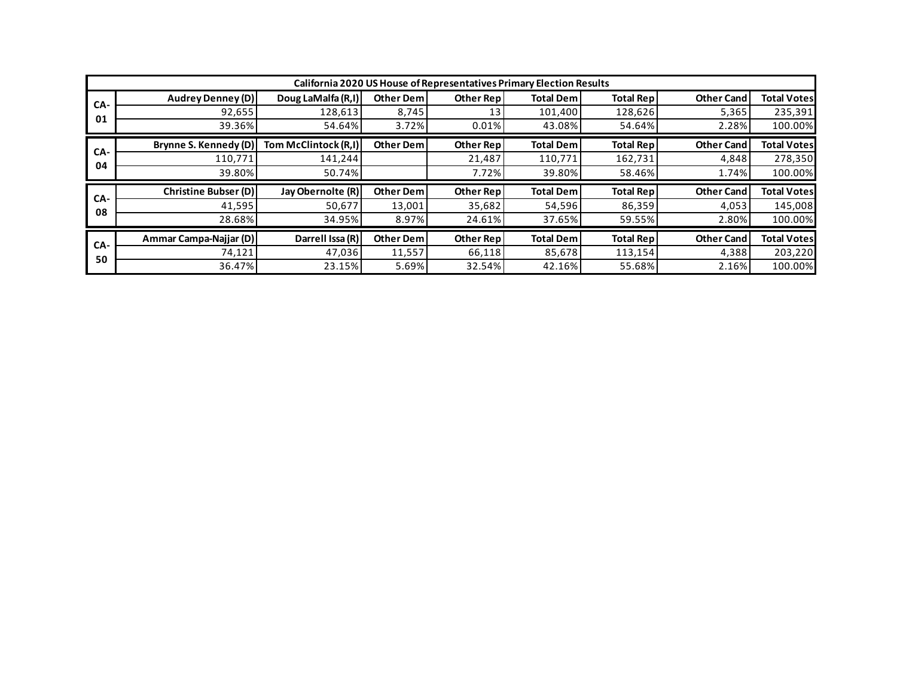| California 2020 US House of Representatives Primary Election Results | | | | | | | | |
|---|---|---|---|---|---|---|---|---|
| CA-01 | Audrey Denney (D) | Doug LaMalfa (R,I) | Other Dem | Other Rep | Total Dem | Total Rep | Other Cand | Total Votes |
| | 92,655 | 128,613 | 8,745 | 13 | 101,400 | 128,626 | 5,365 | 235,391 |
| | 39.36% | 54.64% | 3.72% | 0.01% | 43.08% | 54.64% | 2.28% | 100.00% |
| CA-04 | Brynne S. Kennedy (D) | Tom McClintock (R,I) | Other Dem | Other Rep | Total Dem | Total Rep | Other Cand | Total Votes |
| | 110,771 | 141,244 | | 21,487 | 110,771 | 162,731 | 4,848 | 278,350 |
| | 39.80% | 50.74% | | 7.72% | 39.80% | 58.46% | 1.74% | 100.00% |
| CA-08 | Christine Bubser (D) | Jay Obernolte (R) | Other Dem | Other Rep | Total Dem | Total Rep | Other Cand | Total Votes |
| | 41,595 | 50,677 | 13,001 | 35,682 | 54,596 | 86,359 | 4,053 | 145,008 |
| | 28.68% | 34.95% | 8.97% | 24.61% | 37.65% | 59.55% | 2.80% | 100.00% |
| CA-50 | Ammar Campa-Najjar (D) | Darrell Issa (R) | Other Dem | Other Rep | Total Dem | Total Rep | Other Cand | Total Votes |
| | 74,121 | 47,036 | 11,557 | 66,118 | 85,678 | 113,154 | 4,388 | 203,220 |
| | 36.47% | 23.15% | 5.69% | 32.54% | 42.16% | 55.68% | 2.16% | 100.00% |